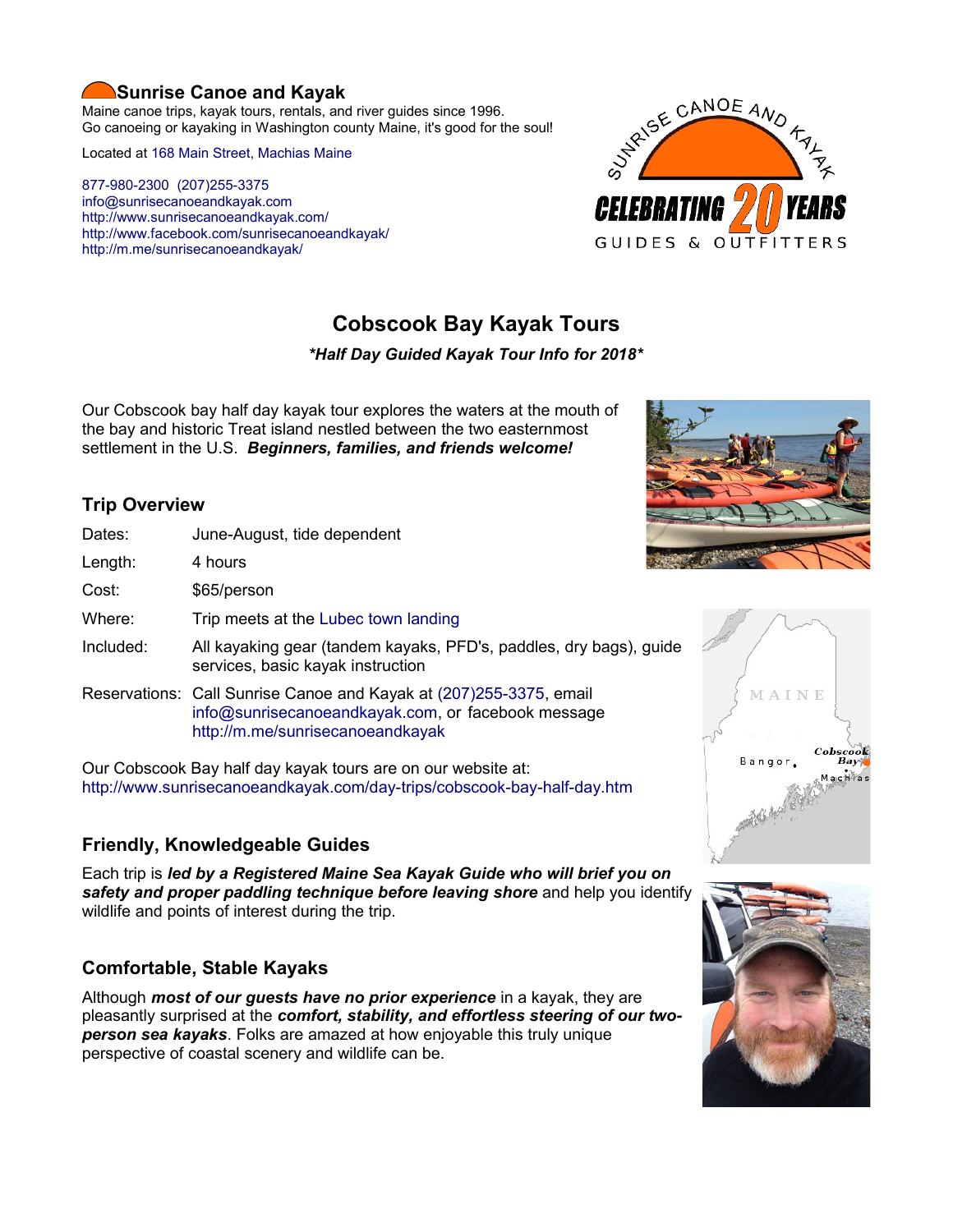# Sunrise Canoe and Kayak

Maine canoe trips, kayak tours, rentals, and river guides since 1996.
Go canoeing or kayaking in Washington county Maine, it's good for the soul!

Located at 168 Main Street, Machias Maine

877-980-2300 (207)255-3375
info@sunrisecanoeandkayak.com
http://www.sunrisecanoeandkayak.com/
http://www.facebook.com/sunrisecanoeandkayak/
http://m.me/sunrisecanoeandkayak/

## Cobscook Bay Kayak Tours

***Half Day Guided Kayak Tour Info for 2018***

Our Cobscook bay half day kayak tour explores the waters at the mouth of the bay and historic Treat island nestled between the two easternmost settlement in the U.S. ***Beginners, families, and friends welcome!***

### Trip Overview

| | |
|---|---|
| Dates: | June-August, tide dependent |
| Length: | 4 hours |
| Cost: | $65/person |
| Where: | Trip meets at the Lubec town landing |
| Included: | All kayaking gear (tandem kayaks, PFD's, paddles, dry bags), guide services, basic kayak instruction |
| Reservations: | Call Sunrise Canoe and Kayak at (207)255-3375, email info@sunrisecanoeandkayak.com, or facebook message http://m.me/sunrisecanoeandkayak |

Our Cobscook Bay half day kayak tours are on our website at:
http://www.sunrisecanoeandkayak.com/day-trips/cobscook-bay-half-day.htm

### Friendly, Knowledgeable Guides

Each trip is ***led by a Registered Maine Sea Kayak Guide who will brief you on safety and proper paddling technique before leaving shore*** and help you identify wildlife and points of interest during the trip.

### Comfortable, Stable Kayaks

Although ***most of our guests have no prior experience*** in a kayak, they are pleasantly surprised at the ***comfort, stability, and effortless steering of our two-person sea kayaks***. Folks are amazed at how enjoyable this truly unique perspective of coastal scenery and wildlife can be.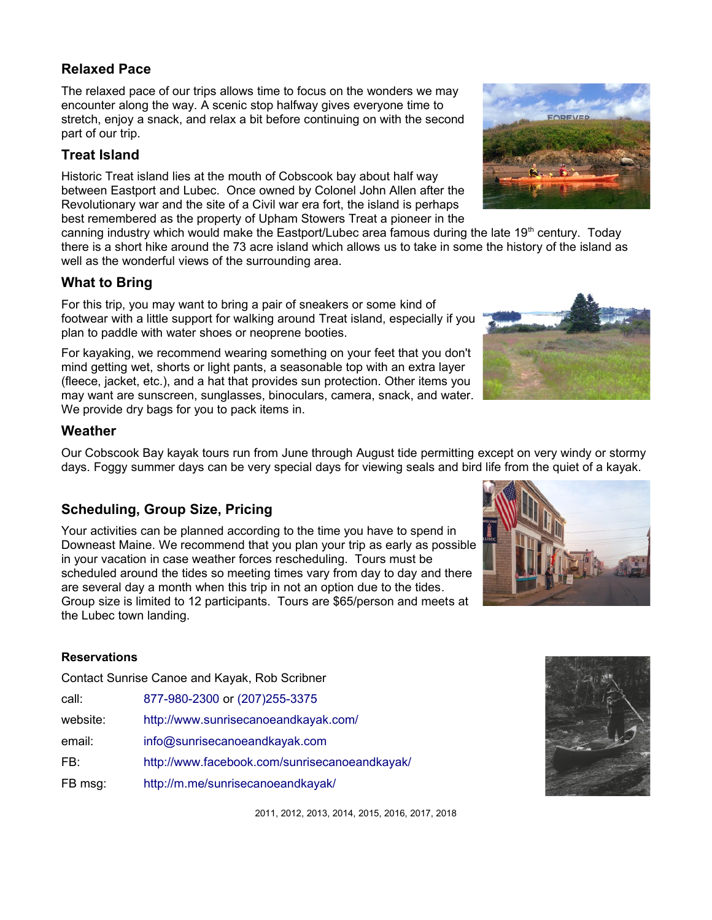## Relaxed Pace

The relaxed pace of our trips allows time to focus on the wonders we may encounter along the way. A scenic stop halfway gives everyone time to stretch, enjoy a snack, and relax a bit before continuing on with the second part of our trip.

## Treat Island

Historic Treat island lies at the mouth of Cobscook bay about half way between Eastport and Lubec. Once owned by Colonel John Allen after the Revolutionary war and the site of a Civil war era fort, the island is perhaps best remembered as the property of Upham Stowers Treat a pioneer in the canning industry which would make the Eastport/Lubec area famous during the late 19th century. Today there is a short hike around the 73 acre island which allows us to take in some the history of the island as well as the wonderful views of the surrounding area.

## What to Bring

For this trip, you may want to bring a pair of sneakers or some kind of footwear with a little support for walking around Treat island, especially if you plan to paddle with water shoes or neoprene booties.

For kayaking, we recommend wearing something on your feet that you don't mind getting wet, shorts or light pants, a seasonable top with an extra layer (fleece, jacket, etc.), and a hat that provides sun protection. Other items you may want are sunscreen, sunglasses, binoculars, camera, snack, and water. We provide dry bags for you to pack items in.

## Weather

Our Cobscook Bay kayak tours run from June through August tide permitting except on very windy or stormy days. Foggy summer days can be very special days for viewing seals and bird life from the quiet of a kayak.

## Scheduling, Group Size, Pricing

Your activities can be planned according to the time you have to spend in Downeast Maine. We recommend that you plan your trip as early as possible in your vacation in case weather forces rescheduling. Tours must be scheduled around the tides so meeting times vary from day to day and there are several day a month when this trip in not an option due to the tides. Group size is limited to 12 participants. Tours are $65/person and meets at the Lubec town landing.

### Reservations

Contact Sunrise Canoe and Kayak, Rob Scribner

| | |
|---|---|
| call: | 877-980-2300 or (207)255-3375 |
| website: | http://www.sunrisecanoeandkayak.com/ |
| email: | info@sunrisecanoeandkayak.com |
| FB: | http://www.facebook.com/sunrisecanoeandkayak/ |
| FB msg: | http://m.me/sunrisecanoeandkayak/ |

2011, 2012, 2013, 2014, 2015, 2016, 2017, 2018